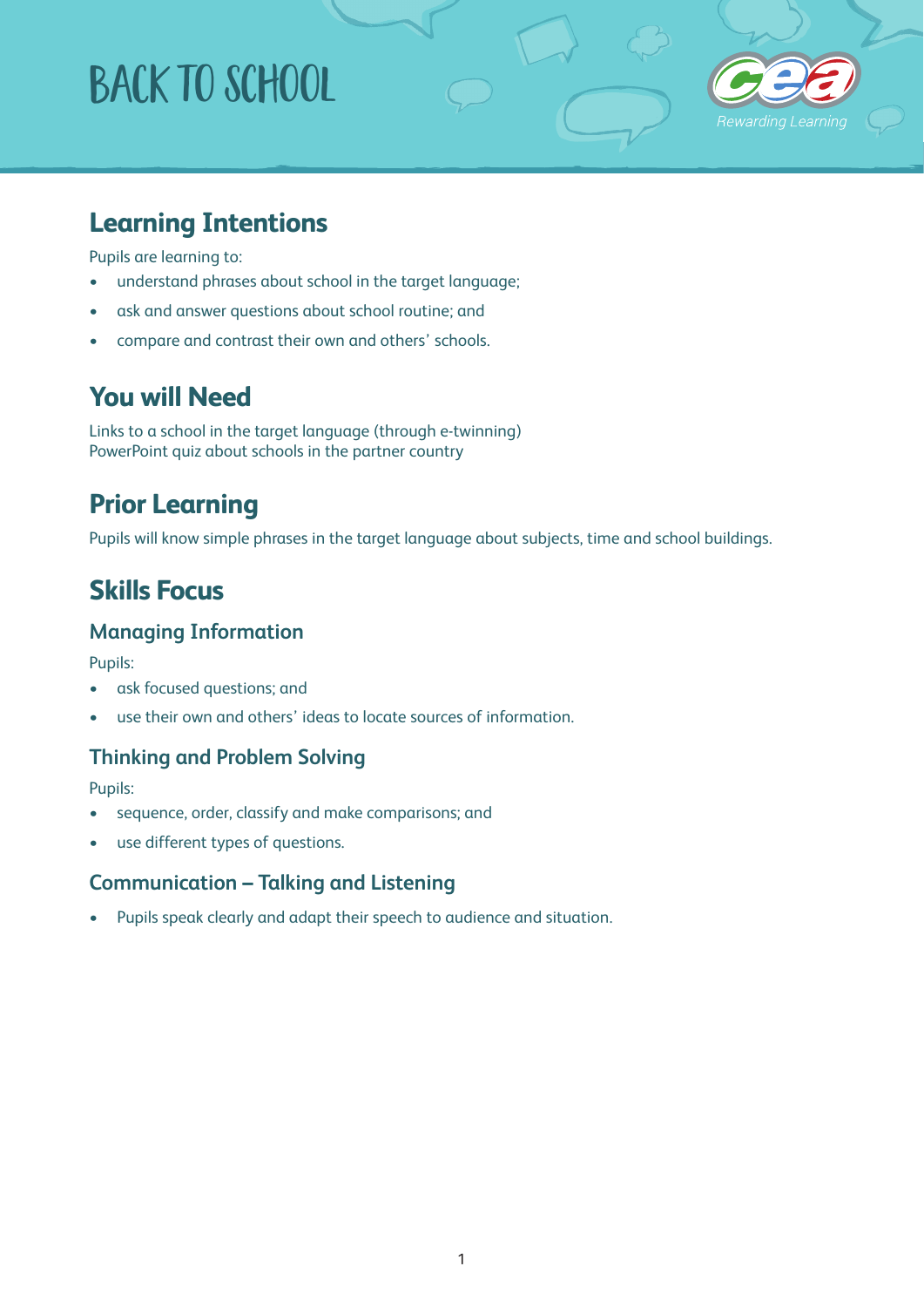# BACK TO SCHOOL

## Learning Intentions

Pupils are learning to:

- understand phrases about school in the target language;
- ask and answer questions about school routine; and
- compare and contrast their own and others' schools.

## You will Need

Links to a school in the target language (through e-twinning)
PowerPoint quiz about schools in the partner country

## Prior Learning

Pupils will know simple phrases in the target language about subjects, time and school buildings.

## Skills Focus

### Managing Information

Pupils:

- ask focused questions; and
- use their own and others' ideas to locate sources of information.

### Thinking and Problem Solving

Pupils:

- sequence, order, classify and make comparisons; and
- use different types of questions.

### Communication – Talking and Listening

- Pupils speak clearly and adapt their speech to audience and situation.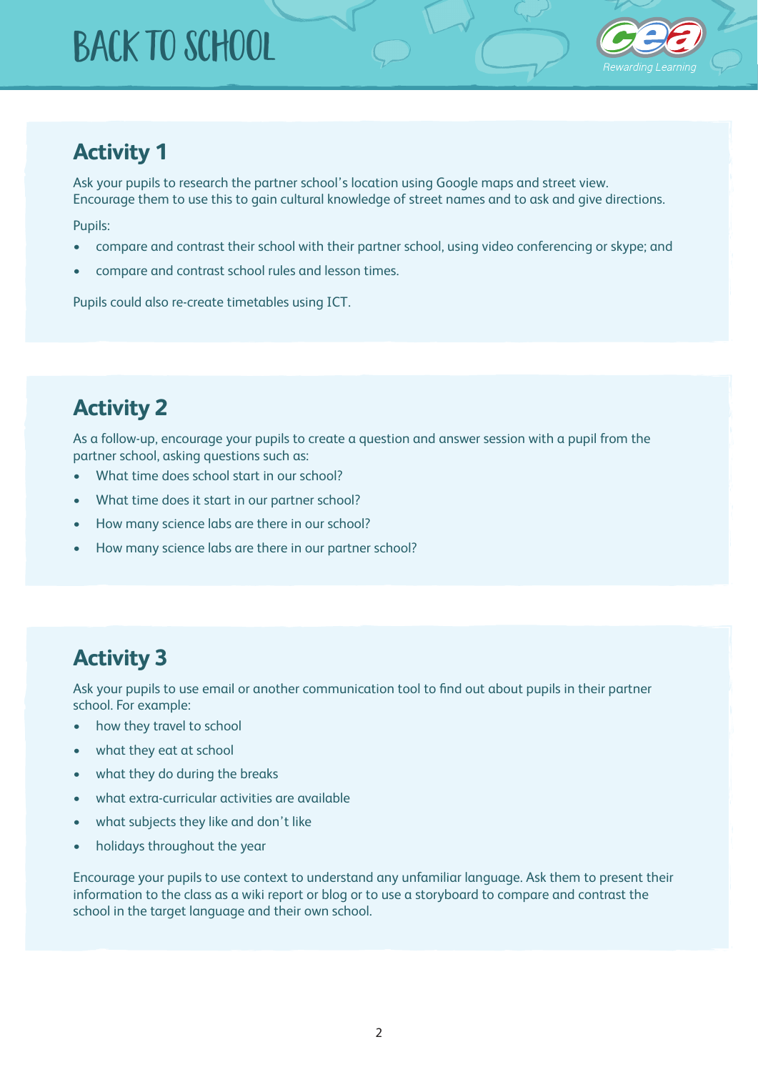# BACK TO SCHOOL

## Activity 1

Ask your pupils to research the partner school's location using Google maps and street view. Encourage them to use this to gain cultural knowledge of street names and to ask and give directions.

Pupils:

- compare and contrast their school with their partner school, using video conferencing or skype; and
- compare and contrast school rules and lesson times.

Pupils could also re-create timetables using ICT.

## Activity 2

As a follow-up, encourage your pupils to create a question and answer session with a pupil from the partner school, asking questions such as:

- What time does school start in our school?
- What time does it start in our partner school?
- How many science labs are there in our school?
- How many science labs are there in our partner school?

## Activity 3

Ask your pupils to use email or another communication tool to find out about pupils in their partner school. For example:

- how they travel to school
- what they eat at school
- what they do during the breaks
- what extra-curricular activities are available
- what subjects they like and don't like
- holidays throughout the year

Encourage your pupils to use context to understand any unfamiliar language. Ask them to present their information to the class as a wiki report or blog or to use a storyboard to compare and contrast the school in the target language and their own school.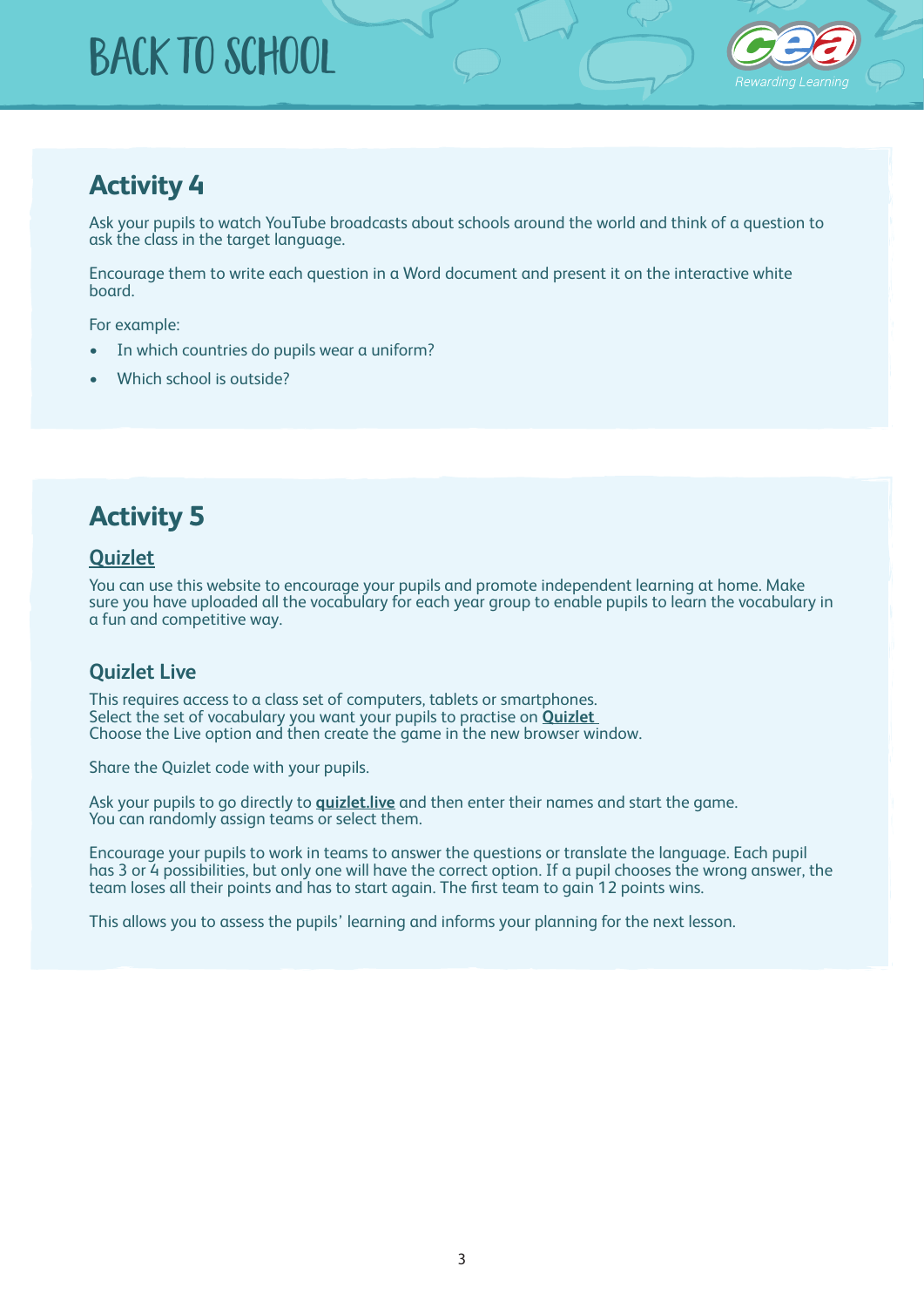## Activity 4

Ask your pupils to watch YouTube broadcasts about schools around the world and think of a question to ask the class in the target language.

Encourage them to write each question in a Word document and present it on the interactive white board.

For example:

- In which countries do pupils wear a uniform?
- Which school is outside?

## Activity 5

### Quizlet

You can use this website to encourage your pupils and promote independent learning at home. Make sure you have uploaded all the vocabulary for each year group to enable pupils to learn the vocabulary in a fun and competitive way.

### Quizlet Live

This requires access to a class set of computers, tablets or smartphones.
Select the set of vocabulary you want your pupils to practise on **Quizlet**
Choose the Live option and then create the game in the new browser window.

Share the Quizlet code with your pupils.

Ask your pupils to go directly to **quizlet.live** and then enter their names and start the game.
You can randomly assign teams or select them.

Encourage your pupils to work in teams to answer the questions or translate the language. Each pupil has 3 or 4 possibilities, but only one will have the correct option. If a pupil chooses the wrong answer, the team loses all their points and has to start again. The first team to gain 12 points wins.

This allows you to assess the pupils' learning and informs your planning for the next lesson.